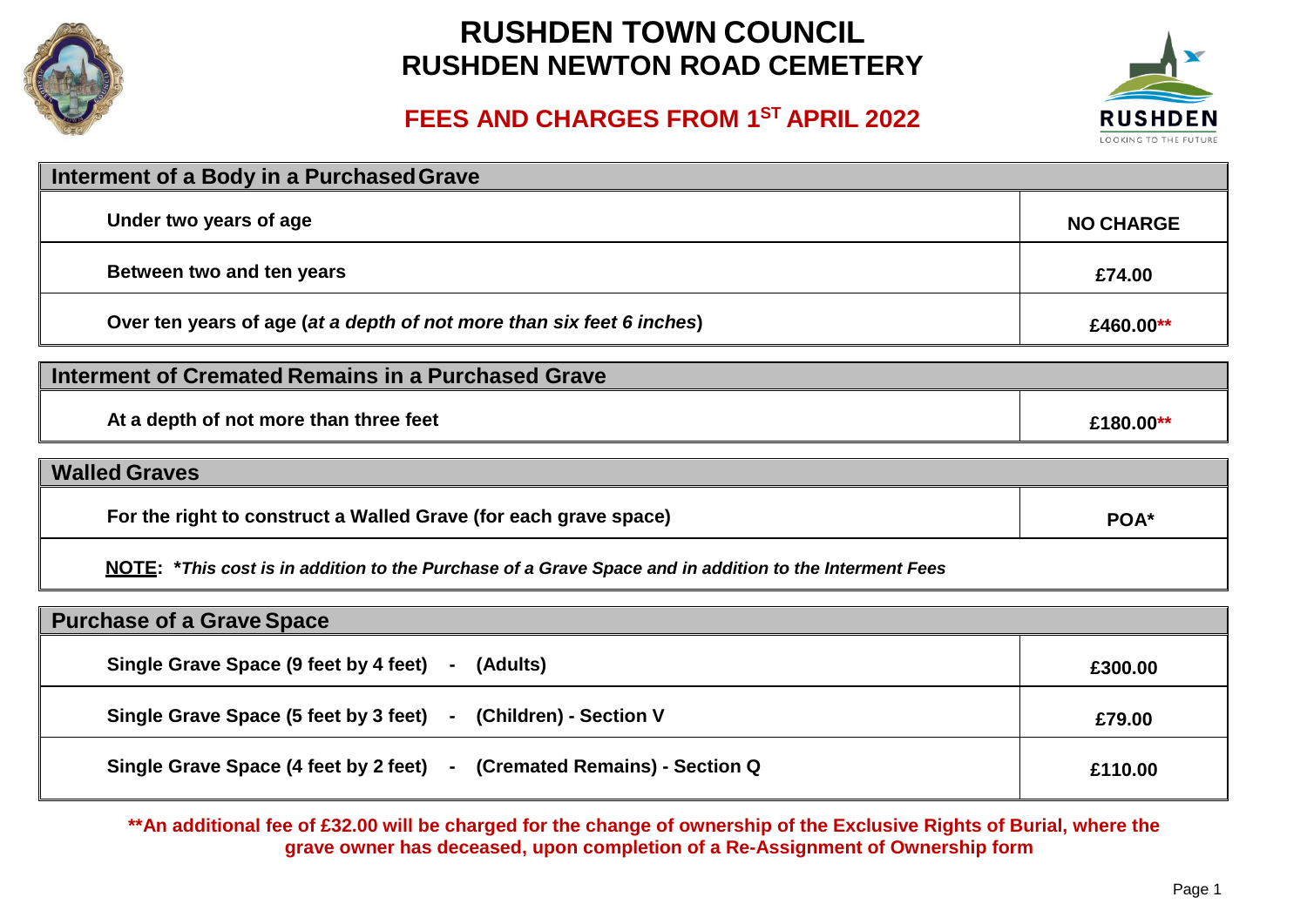# RUSHDEN TOWN COUNCIL
# RUSHDEN NEWTON ROAD CEMETERY

## FEES AND CHARGES FROM 1ST APRIL 2022

| Interment of a Body in a Purchased Grave | |
|---|---|
| **Under two years of age** | **NO CHARGE** |
| **Between two and ten years** | **£74.00** |
| **Over ten years of age (*at a depth of not more than six feet 6 inches*)** | **£460.00**** |

| Interment of Cremated Remains in a Purchased Grave | |
|---|---|
| **At a depth of not more than three feet** | **£180.00**** |

| Walled Graves | |
|---|---|
| **For the right to construct a Walled Grave (for each grave space)** | **POA*** |
| **NOTE: *This cost is in addition to the Purchase of a Grave Space and in addition to the Interment Fees** | |

| Purchase of a Grave Space | |
|---|---|
| **Single Grave Space (9 feet by 4 feet) - (Adults)** | **£300.00** |
| **Single Grave Space (5 feet by 3 feet) - (Children) - Section V** | **£79.00** |
| **Single Grave Space (4 feet by 2 feet) - (Cremated Remains) - Section Q** | **£110.00** |

****An additional fee of £32.00 will be charged for the change of ownership of the Exclusive Rights of Burial, where the grave owner has deceased, upon completion of a Re-Assignment of Ownership form**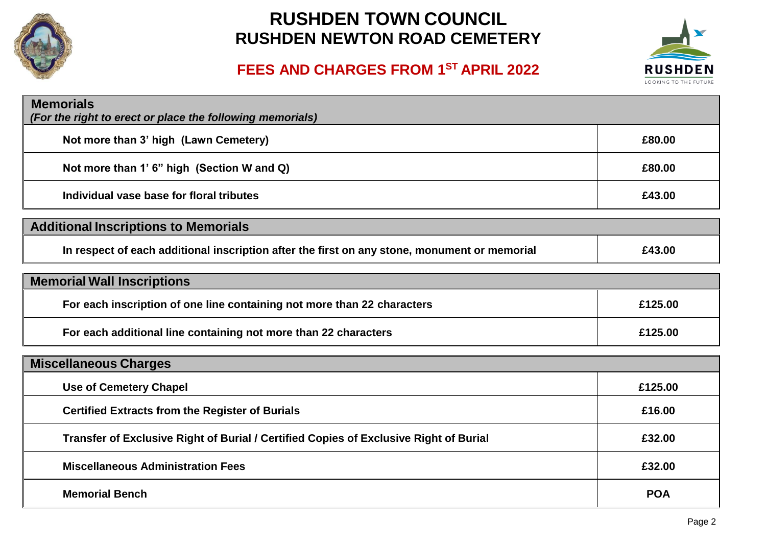# RUSHDEN TOWN COUNCIL
## RUSHDEN NEWTON ROAD CEMETERY

### FEES AND CHARGES FROM 1ST APRIL 2022

| **Memorials** *(For the right to erect or place the following memorials)* | |
|---|---|
| **Not more than 3' high (Lawn Cemetery)** | **£80.00** |
| **Not more than 1' 6" high (Section W and Q)** | **£80.00** |
| **Individual vase base for floral tributes** | **£43.00** |

| **Additional Inscriptions to Memorials** | |
|---|---|
| **In respect of each additional inscription after the first on any stone, monument or memorial** | **£43.00** |

| **Memorial Wall Inscriptions** | |
|---|---|
| **For each inscription of one line containing not more than 22 characters** | **£125.00** |
| **For each additional line containing not more than 22 characters** | **£125.00** |

| **Miscellaneous Charges** | |
|---|---|
| **Use of Cemetery Chapel** | **£125.00** |
| **Certified Extracts from the Register of Burials** | **£16.00** |
| **Transfer of Exclusive Right of Burial / Certified Copies of Exclusive Right of Burial** | **£32.00** |
| **Miscellaneous Administration Fees** | **£32.00** |
| **Memorial Bench** | **POA** |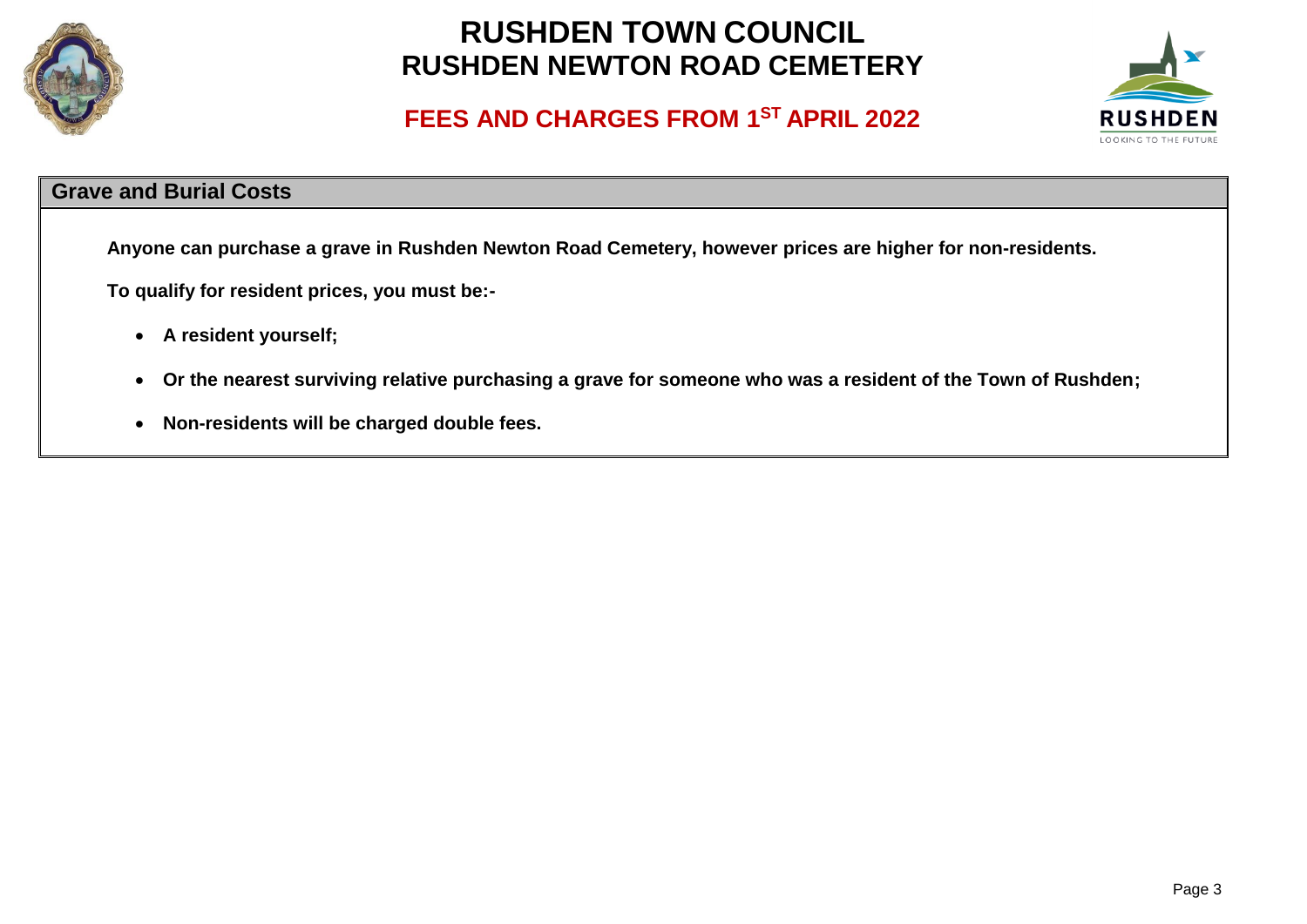# RUSHDEN TOWN COUNCIL
# RUSHDEN NEWTON ROAD CEMETERY

## FEES AND CHARGES FROM 1ST APRIL 2022

## Grave and Burial Costs

**Anyone can purchase a grave in Rushden Newton Road Cemetery, however prices are higher for non-residents.**

**To qualify for resident prices, you must be:-**

- **A resident yourself;**
- **Or the nearest surviving relative purchasing a grave for someone who was a resident of the Town of Rushden;**
- **Non-residents will be charged double fees.**